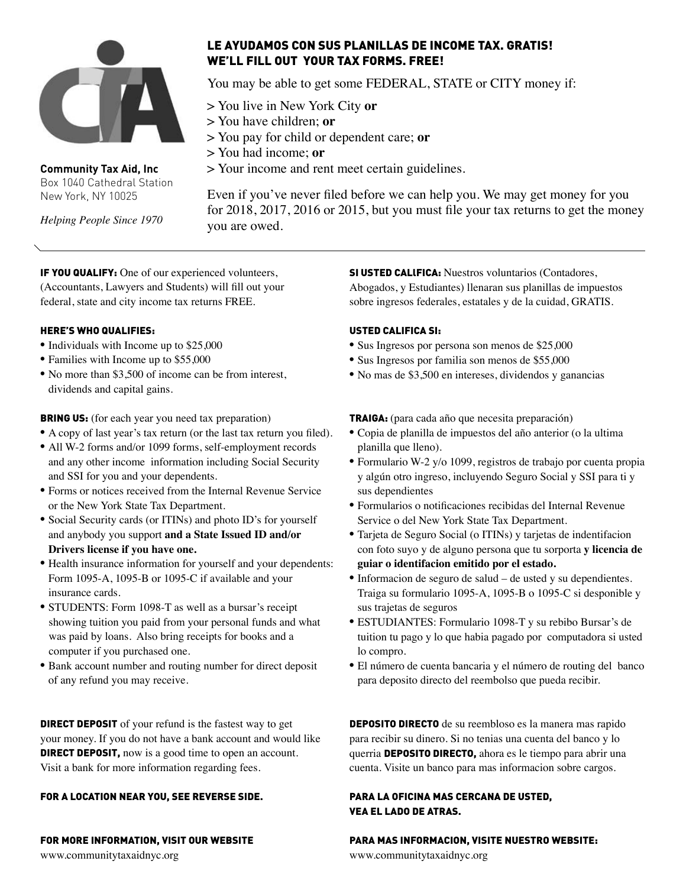**Community Tax Aid, Inc**
Box 1040 Cathedral Station
New York, NY 10025

*Helping People Since 1970*

## LE AYUDAMOS CON SUS PLANILLAS DE INCOME TAX. GRATIS!
## WE'LL FILL OUT YOUR TAX FORMS. FREE!

You may be able to get some FEDERAL, STATE or CITY money if:

> You live in New York City **or**
> You have children; **or**
> You pay for child or dependent care; **or**
> You had income; **or**
> Your income and rent meet certain guidelines.

Even if you've never filed before we can help you. We may get money for you for 2018, 2017, 2016 or 2015, but you must file your tax returns to get the money you are owed.

---

**IF YOU QUALIFY:** One of our experienced volunteers, (Accountants, Lawyers and Students) will fill out your federal, state and city income tax returns FREE.

**HERE'S WHO QUALIFIES:**

- Individuals with Income up to $25,000
- Families with Income up to $55,000
- No more than $3,500 of income can be from interest, dividends and capital gains.

**BRING US:** (for each year you need tax preparation)

- A copy of last year's tax return (or the last tax return you filed).
- All W-2 forms and/or 1099 forms, self-employment records and any other income information including Social Security and SSI for you and your dependents.
- Forms or notices received from the Internal Revenue Service or the New York State Tax Department.
- Social Security cards (or ITINs) and photo ID's for yourself and anybody you support **and a State Issued ID and/or Drivers license if you have one.**
- Health insurance information for yourself and your dependents: Form 1095-A, 1095-B or 1095-C if available and your insurance cards.
- STUDENTS: Form 1098-T as well as a bursar's receipt showing tuition you paid from your personal funds and what was paid by loans. Also bring receipts for books and a computer if you purchased one.
- Bank account number and routing number for direct deposit of any refund you may receive.

**DIRECT DEPOSIT** of your refund is the fastest way to get your money. If you do not have a bank account and would like **DIRECT DEPOSIT,** now is a good time to open an account. Visit a bank for more information regarding fees.

**FOR A LOCATION NEAR YOU, SEE REVERSE SIDE.**

**FOR MORE INFORMATION, VISIT OUR WEBSITE**
www.communitytaxaidnyc.org

**SI USTED CALIFICA:** Nuestros voluntarios (Contadores, Abogados, y Estudiantes) llenaran sus planillas de impuestos sobre ingresos federales, estatales y de la cuidad, GRATIS.

**USTED CALIFICA SI:**

- Sus Ingresos por persona son menos de $25,000
- Sus Ingresos por familia son menos de $55,000
- No mas de $3,500 en intereses, dividendos y ganancias

**TRAIGA:** (para cada año que necesita preparación)

- Copia de planilla de impuestos del año anterior (o la ultima planilla que lleno).
- Formulario W-2 y/o 1099, registros de trabajo por cuenta propia y algún otro ingreso, incluyendo Seguro Social y SSI para ti y sus dependientes
- Formularios o notificaciones recibidas del Internal Revenue Service o del New York State Tax Department.
- Tarjeta de Seguro Social (o ITINs) y tarjetas de indentifacion con foto suyo y de alguno persona que tu sorporta **y licencia de guiar o identifacion emitido por el estado.**
- Informacion de seguro de salud – de usted y su dependientes. Traiga su formulario 1095-A, 1095-B o 1095-C si desponible y sus trajetas de seguros
- ESTUDIANTES: Formulario 1098-T y su rebibo Bursar's de tuition tu pago y lo que habia pagado por computadora si usted lo compro.
- El número de cuenta bancaria y el número de routing del banco para deposito directo del reembolso que pueda recibir.

**DEPOSITO DIRECTO** de su reembloso es la manera mas rapido para recibir su dinero. Si no tenias una cuenta del banco y lo querria **DEPOSITO DIRECTO,** ahora es le tiempo para abrir una cuenta. Visite un banco para mas informacion sobre cargos.

**PARA LA OFICINA MAS CERCANA DE USTED, VEA EL LADO DE ATRAS.**

**PARA MAS INFORMACION, VISITE NUESTRO WEBSITE:**
www.communitytaxaidnyc.org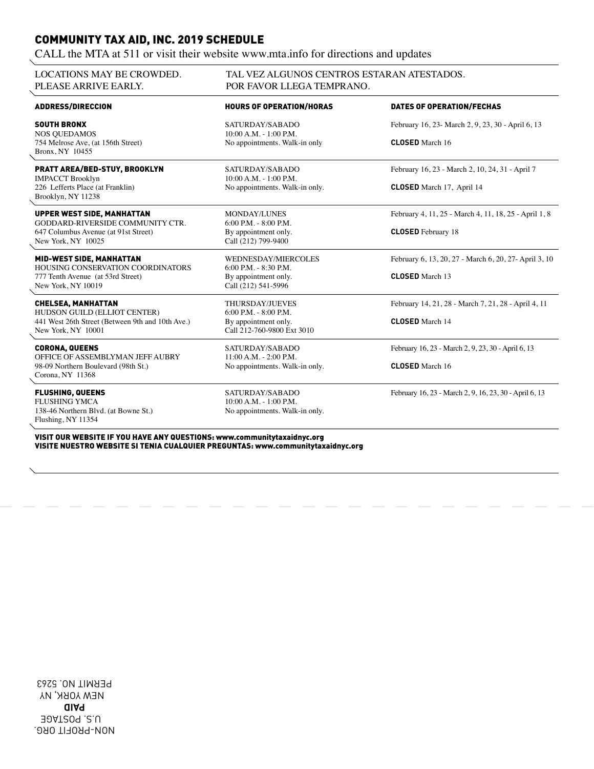# COMMUNITY TAX AID, INC. 2019 SCHEDULE

CALL the MTA at 511 or visit their website www.mta.info for directions and updates

LOCATIONS MAY BE CROWDED.
PLEASE ARRIVE EARLY.

TAL VEZ ALGUNOS CENTROS ESTARAN ATESTADOS.
POR FAVOR LLEGA TEMPRANO.

| ADDRESS/DIRECCION | HOURS OF OPERATION/HORAS | DATES OF OPERATION/FECHAS |
|---|---|---|
| **SOUTH BRONX**<br>NOS QUEDAMOS<br>754 Melrose Ave, (at 156th Street)<br>Bronx, NY 10455 | SATURDAY/SABADO<br>10:00 A.M. - 1:00 P.M.<br>No appointments. Walk-in only | February 16, 23- March 2, 9, 23, 30 - April 6, 13<br>**CLOSED** March 16 |
| **PRATT AREA/BED-STUY, BROOKLYN**<br>IMPACCT Brooklyn<br>226 Lefferts Place (at Franklin)<br>Brooklyn, NY 11238 | SATURDAY/SABADO<br>10:00 A.M. - 1:00 P.M.<br>No appointments. Walk-in only. | February 16, 23 - March 2, 10, 24, 31 - April 7<br>**CLOSED** March 17, April 14 |
| **UPPER WEST SIDE, MANHATTAN**<br>GODDARD-RIVERSIDE COMMUNITY CTR.<br>647 Columbus Avenue (at 91st Street)<br>New York, NY 10025 | MONDAY/LUNES<br>6:00 P.M. - 8:00 P.M.<br>By appointment only.<br>Call (212) 799-9400 | February 4, 11, 25 - March 4, 11, 18, 25 - April 1, 8<br>**CLOSED** February 18 |
| **MID-WEST SIDE, MANHATTAN**<br>HOUSING CONSERVATION COORDINATORS<br>777 Tenth Avenue (at 53rd Street)<br>New York, NY 10019 | WEDNESDAY/MIERCOLES<br>6:00 P.M. - 8:30 P.M.<br>By appointment only.<br>Call (212) 541-5996 | February 6, 13, 20, 27 - March 6, 20, 27- April 3, 10<br>**CLOSED** March 13 |
| **CHELSEA, MANHATTAN**<br>HUDSON GUILD (ELLIOT CENTER)<br>441 West 26th Street (Between 9th and 10th Ave.)<br>New York, NY 10001 | THURSDAY/JUEVES<br>6:00 P.M. - 8:00 P.M.<br>By appointment only.<br>Call 212-760-9800 Ext 3010 | February 14, 21, 28 - March 7, 21, 28 - April 4, 11<br>**CLOSED** March 14 |
| **CORONA, QUEENS**<br>OFFICE OF ASSEMBLYMAN JEFF AUBRY<br>98-09 Northern Boulevard (98th St.)<br>Corona, NY 11368 | SATURDAY/SABADO<br>11:00 A.M. - 2:00 P.M.<br>No appointments. Walk-in only. | February 16, 23 - March 2, 9, 23, 30 - April 6, 13<br>**CLOSED** March 16 |
| **FLUSHING, QUEENS**<br>FLUSHING YMCA<br>138-46 Northern Blvd. (at Bowne St.)<br>Flushing, NY 11354 | SATURDAY/SABADO<br>10:00 A.M. - 1:00 P.M.<br>No appointments. Walk-in only. | February 16, 23 - March 2, 9, 16, 23, 30 - April 6, 13 |

**VISIT OUR WEBSITE IF YOU HAVE ANY QUESTIONS: www.communitytaxaidnyc.org**
**VISITE NUESTRO WEBSITE SI TENIA CUALQUIER PREGUNTAS: www.communitytaxaidnyc.org**

NON-PROFIT ORG.
U.S. POSTAGE
**PAID**
NEW YORK, NY
PERMIT NO. 5263